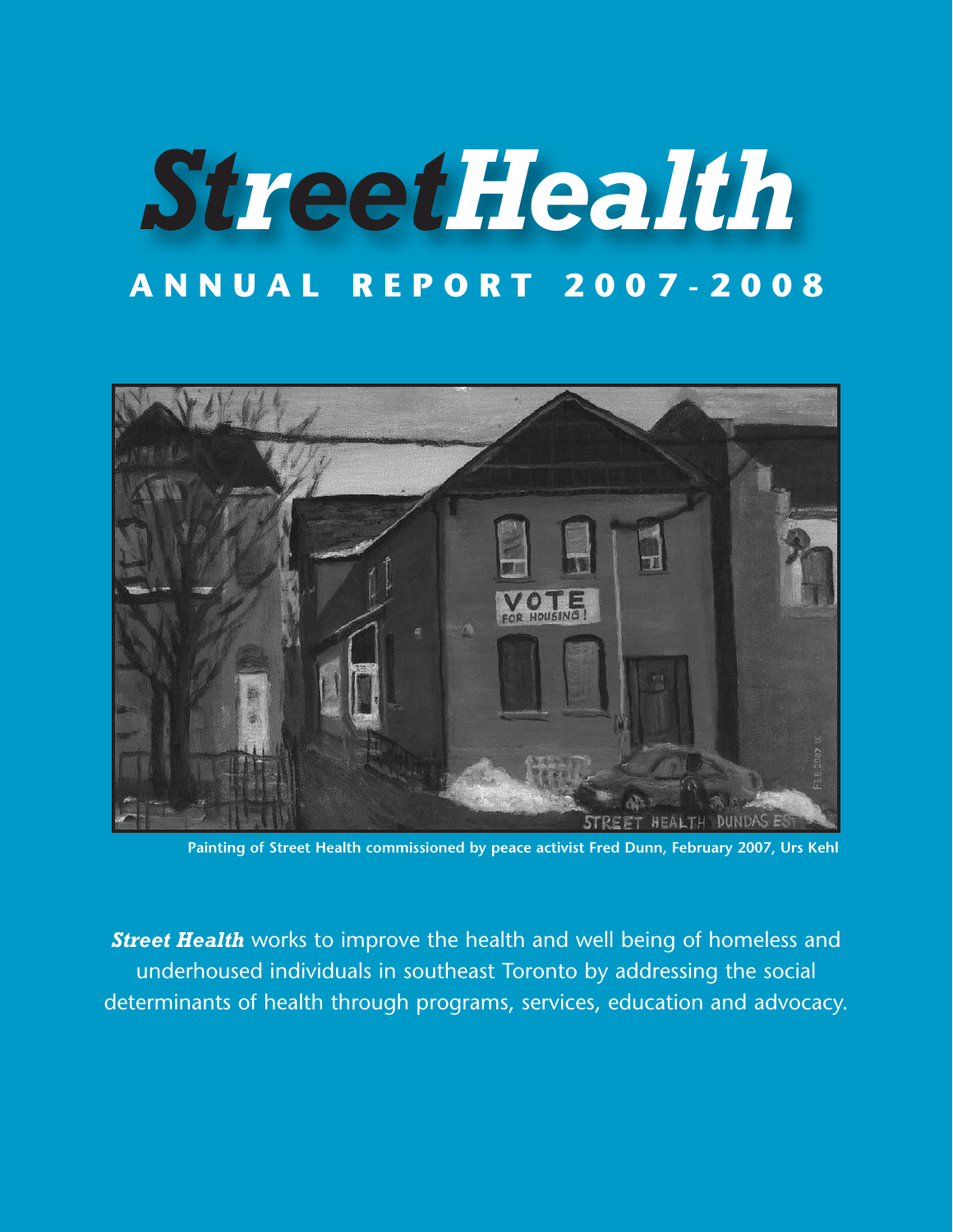# *StreetHealth*

## ANNUAL REPORT 2007-2008

Painting of Street Health commissioned by peace activist Fred Dunn, February 2007, Urs Kehl

***Street Health*** works to improve the health and well being of homeless and underhoused individuals in southeast Toronto by addressing the social determinants of health through programs, services, education and advocacy.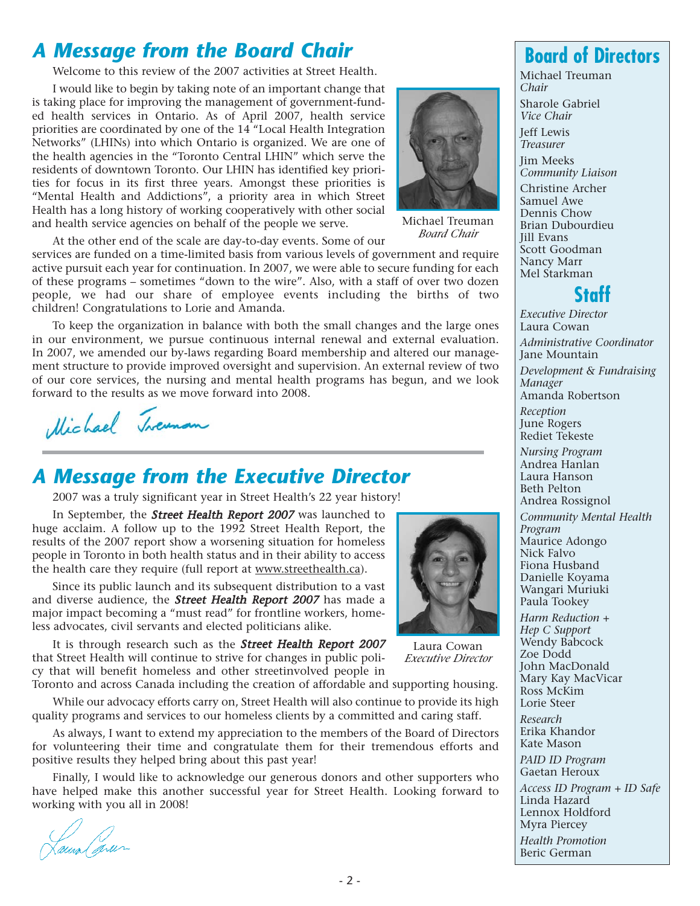## A Message from the Board Chair

Welcome to this review of the 2007 activities at Street Health.

I would like to begin by taking note of an important change that is taking place for improving the management of government-funded health services in Ontario. As of April 2007, health service priorities are coordinated by one of the 14 "Local Health Integration Networks" (LHINs) into which Ontario is organized. We are one of the health agencies in the "Toronto Central LHIN" which serve the residents of downtown Toronto. Our LHIN has identified key priorities for focus in its first three years. Amongst these priorities is "Mental Health and Addictions", a priority area in which Street Health has a long history of working cooperatively with other social and health service agencies on behalf of the people we serve.

Michael Treuman
*Board Chair*

At the other end of the scale are day-to-day events. Some of our services are funded on a time-limited basis from various levels of government and require active pursuit each year for continuation. In 2007, we were able to secure funding for each of these programs – sometimes "down to the wire". Also, with a staff of over two dozen people, we had our share of employee events including the births of two children! Congratulations to Lorie and Amanda.

To keep the organization in balance with both the small changes and the large ones in our environment, we pursue continuous internal renewal and external evaluation. In 2007, we amended our by-laws regarding Board membership and altered our management structure to provide improved oversight and supervision. An external review of two of our core services, the nursing and mental health programs has begun, and we look forward to the results as we move forward into 2008.

Michael Treuman

## A Message from the Executive Director

2007 was a truly significant year in Street Health's 22 year history!

In September, the ***Street Health Report 2007*** was launched to huge acclaim. A follow up to the 1992 Street Health Report, the results of the 2007 report show a worsening situation for homeless people in Toronto in both health status and in their ability to access the health care they require (full report at www.streethealth.ca).

Since its public launch and its subsequent distribution to a vast and diverse audience, the ***Street Health Report 2007*** has made a major impact becoming a "must read" for frontline workers, homeless advocates, civil servants and elected politicians alike.

It is through research such as the ***Street Health Report 2007*** that Street Health will continue to strive for changes in public policy that will benefit homeless and other streetinvolved people in Toronto and across Canada including the creation of affordable and supporting housing.

Laura Cowan
*Executive Director*

While our advocacy efforts carry on, Street Health will also continue to provide its high quality programs and services to our homeless clients by a committed and caring staff.

As always, I want to extend my appreciation to the members of the Board of Directors for volunteering their time and congratulate them for their tremendous efforts and positive results they helped bring about this past year!

Finally, I would like to acknowledge our generous donors and other supporters who have helped make this another successful year for Street Health. Looking forward to working with you all in 2008!

Laura Cowan

## Board of Directors

Michael Treuman
*Chair*

Sharole Gabriel
*Vice Chair*

Jeff Lewis
*Treasurer*

Jim Meeks
*Community Liaison*

Christine Archer
Samuel Awe
Dennis Chow
Brian Dubourdieu
Jill Evans
Scott Goodman
Nancy Marr
Mel Starkman

## Staff

*Executive Director*
Laura Cowan

*Administrative Coordinator*
Jane Mountain

*Development & Fundraising Manager*
Amanda Robertson

*Reception*
June Rogers
Rediet Tekeste

*Nursing Program*
Andrea Hanlan
Laura Hanson
Beth Pelton
Andrea Rossignol

*Community Mental Health Program*
Maurice Adongo
Nick Falvo
Fiona Husband
Danielle Koyama
Wangari Muriuki
Paula Tookey

*Harm Reduction + Hep C Support*
Wendy Babcock
Zoe Dodd
John MacDonald
Mary Kay MacVicar
Ross McKim
Lorie Steer

*Research*
Erika Khandor
Kate Mason

*PAID ID Program*
Gaetan Heroux

*Access ID Program + ID Safe*
Linda Hazard
Lennox Holdford
Myra Piercey

*Health Promotion*
Beric German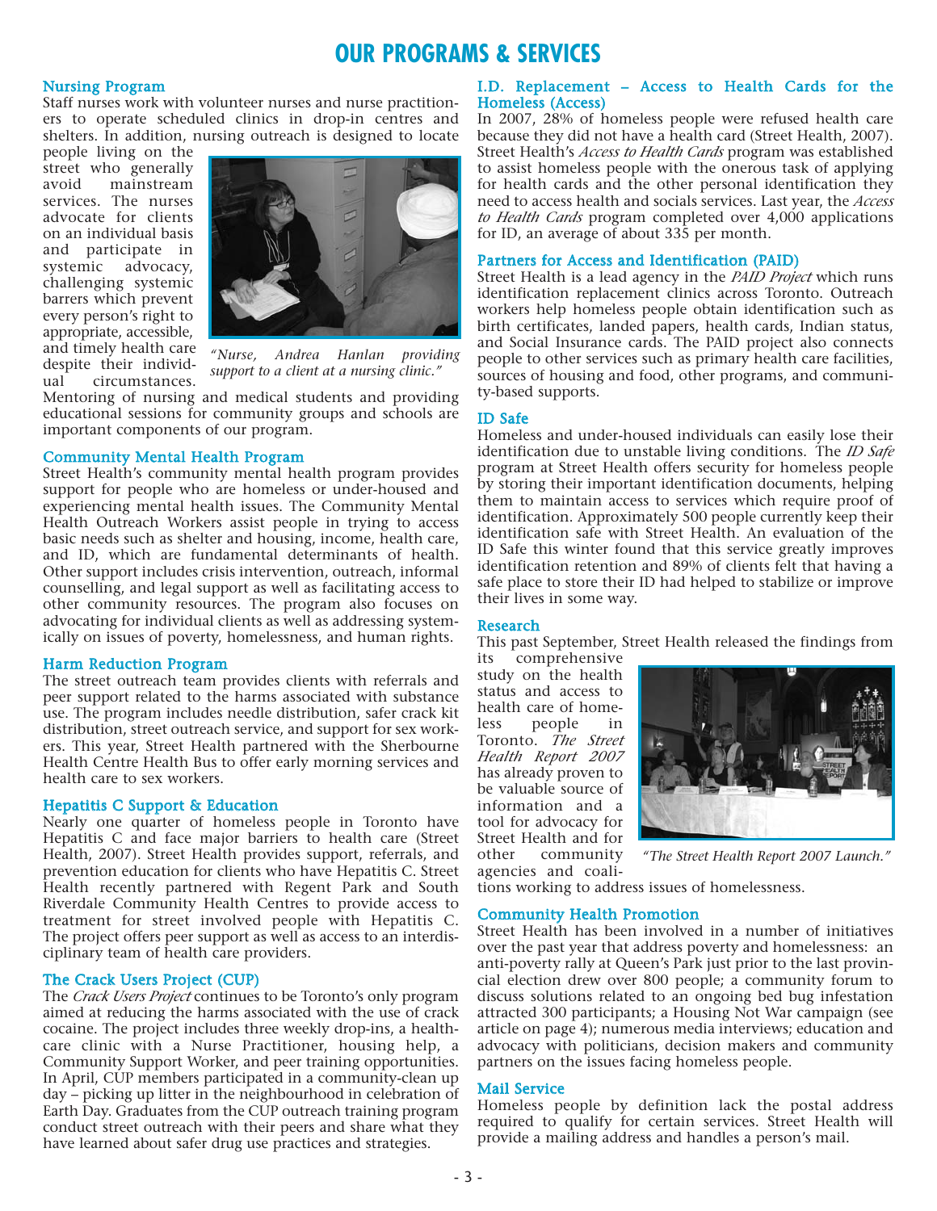# OUR PROGRAMS & SERVICES

## Nursing Program

Staff nurses work with volunteer nurses and nurse practitioners to operate scheduled clinics in drop-in centres and shelters. In addition, nursing outreach is designed to locate people living on the street who generally avoid mainstream services. The nurses advocate for clients on an individual basis and participate in systemic advocacy, challenging systemic barrers which prevent every person's right to appropriate, accessible, and timely health care despite their individual circumstances. Mentoring of nursing and medical students and providing educational sessions for community groups and schools are important components of our program.

*"Nurse, Andrea Hanlan providing support to a client at a nursing clinic."*

## Community Mental Health Program

Street Health's community mental health program provides support for people who are homeless or under-housed and experiencing mental health issues. The Community Mental Health Outreach Workers assist people in trying to access basic needs such as shelter and housing, income, health care, and ID, which are fundamental determinants of health. Other support includes crisis intervention, outreach, informal counselling, and legal support as well as facilitating access to other community resources. The program also focuses on advocating for individual clients as well as addressing systemically on issues of poverty, homelessness, and human rights.

## Harm Reduction Program

The street outreach team provides clients with referrals and peer support related to the harms associated with substance use. The program includes needle distribution, safer crack kit distribution, street outreach service, and support for sex workers. This year, Street Health partnered with the Sherbourne Health Centre Health Bus to offer early morning services and health care to sex workers.

## Hepatitis C Support & Education

Nearly one quarter of homeless people in Toronto have Hepatitis C and face major barriers to health care (Street Health, 2007). Street Health provides support, referrals, and prevention education for clients who have Hepatitis C. Street Health recently partnered with Regent Park and South Riverdale Community Health Centres to provide access to treatment for street involved people with Hepatitis C. The project offers peer support as well as access to an interdisciplinary team of health care providers.

## The Crack Users Project (CUP)

The *Crack Users Project* continues to be Toronto's only program aimed at reducing the harms associated with the use of crack cocaine. The project includes three weekly drop-ins, a healthcare clinic with a Nurse Practitioner, housing help, a Community Support Worker, and peer training opportunities. In April, CUP members participated in a community-clean up day – picking up litter in the neighbourhood in celebration of Earth Day. Graduates from the CUP outreach training program conduct street outreach with their peers and share what they have learned about safer drug use practices and strategies.

## I.D. Replacement – Access to Health Cards for the Homeless (Access)

In 2007, 28% of homeless people were refused health care because they did not have a health card (Street Health, 2007). Street Health's *Access to Health Cards* program was established to assist homeless people with the onerous task of applying for health cards and the other personal identification they need to access health and socials services. Last year, the *Access to Health Cards* program completed over 4,000 applications for ID, an average of about 335 per month.

## Partners for Access and Identification (PAID)

Street Health is a lead agency in the *PAID Project* which runs identification replacement clinics across Toronto. Outreach workers help homeless people obtain identification such as birth certificates, landed papers, health cards, Indian status, and Social Insurance cards. The PAID project also connects people to other services such as primary health care facilities, sources of housing and food, other programs, and community-based supports.

## ID Safe

Homeless and under-housed individuals can easily lose their identification due to unstable living conditions. The *ID Safe* program at Street Health offers security for homeless people by storing their important identification documents, helping them to maintain access to services which require proof of identification. Approximately 500 people currently keep their identification safe with Street Health. An evaluation of the ID Safe this winter found that this service greatly improves identification retention and 89% of clients felt that having a safe place to store their ID had helped to stabilize or improve their lives in some way.

## Research

This past September, Street Health released the findings from its comprehensive study on the health status and access to health care of homeless people in Toronto. *The Street Health Report 2007* has already proven to be valuable source of information and a tool for advocacy for Street Health and for other community agencies and coalitions working to address issues of homelessness.

*"The Street Health Report 2007 Launch."*

## Community Health Promotion

Street Health has been involved in a number of initiatives over the past year that address poverty and homelessness: an anti-poverty rally at Queen's Park just prior to the last provincial election drew over 800 people; a community forum to discuss solutions related to an ongoing bed bug infestation attracted 300 participants; a Housing Not War campaign (see article on page 4); numerous media interviews; education and advocacy with politicians, decision makers and community partners on the issues facing homeless people.

## Mail Service

Homeless people by definition lack the postal address required to qualify for certain services. Street Health will provide a mailing address and handles a person's mail.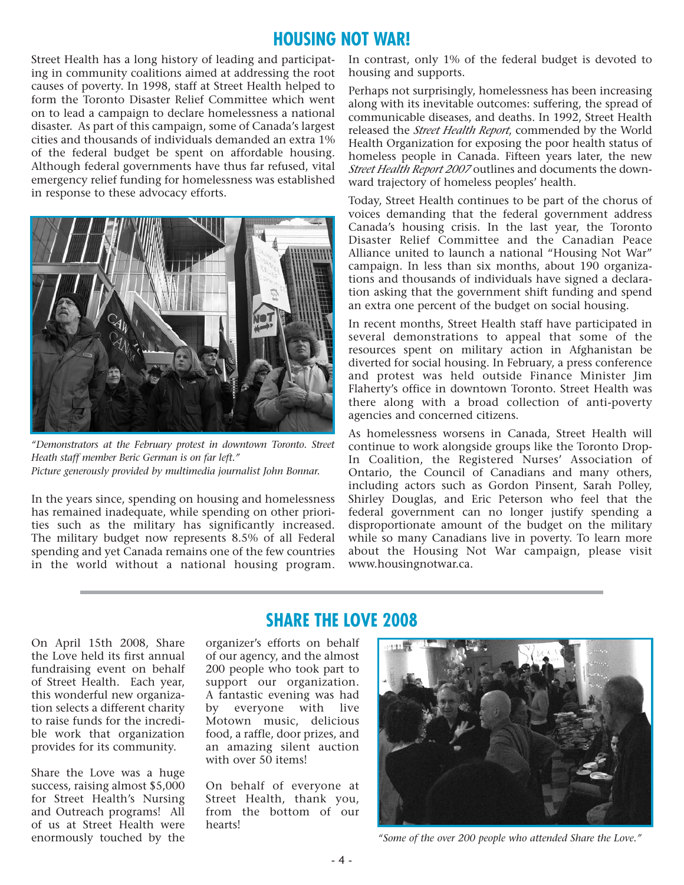## HOUSING NOT WAR!

Street Health has a long history of leading and participating in community coalitions aimed at addressing the root causes of poverty. In 1998, staff at Street Health helped to form the Toronto Disaster Relief Committee which went on to lead a campaign to declare homelessness a national disaster. As part of this campaign, some of Canada's largest cities and thousands of individuals demanded an extra 1% of the federal budget be spent on affordable housing. Although federal governments have thus far refused, vital emergency relief funding for homelessness was established in response to these advocacy efforts.

*"Demonstrators at the February protest in downtown Toronto. Street Heath staff member Beric German is on far left."*
*Picture generously provided by multimedia journalist John Bonnar.*

In the years since, spending on housing and homelessness has remained inadequate, while spending on other priorities such as the military has significantly increased. The military budget now represents 8.5% of all Federal spending and yet Canada remains one of the few countries in the world without a national housing program. In contrast, only 1% of the federal budget is devoted to housing and supports.

Perhaps not surprisingly, homelessness has been increasing along with its inevitable outcomes: suffering, the spread of communicable diseases, and deaths. In 1992, Street Health released the *Street Health Report*, commended by the World Health Organization for exposing the poor health status of homeless people in Canada. Fifteen years later, the new *Street Health Report 2007* outlines and documents the downward trajectory of homeless peoples' health.

Today, Street Health continues to be part of the chorus of voices demanding that the federal government address Canada's housing crisis. In the last year, the Toronto Disaster Relief Committee and the Canadian Peace Alliance united to launch a national "Housing Not War" campaign. In less than six months, about 190 organizations and thousands of individuals have signed a declaration asking that the government shift funding and spend an extra one percent of the budget on social housing.

In recent months, Street Health staff have participated in several demonstrations to appeal that some of the resources spent on military action in Afghanistan be diverted for social housing. In February, a press conference and protest was held outside Finance Minister Jim Flaherty's office in downtown Toronto. Street Health was there along with a broad collection of anti-poverty agencies and concerned citizens.

As homelessness worsens in Canada, Street Health will continue to work alongside groups like the Toronto Drop-In Coalition, the Registered Nurses' Association of Ontario, the Council of Canadians and many others, including actors such as Gordon Pinsent, Sarah Polley, Shirley Douglas, and Eric Peterson who feel that the federal government can no longer justify spending a disproportionate amount of the budget on the military while so many Canadians live in poverty. To learn more about the Housing Not War campaign, please visit www.housingnotwar.ca.

## SHARE THE LOVE 2008

On April 15th 2008, Share the Love held its first annual fundraising event on behalf of Street Health. Each year, this wonderful new organization selects a different charity to raise funds for the incredible work that organization provides for its community.

Share the Love was a huge success, raising almost $5,000 for Street Health's Nursing and Outreach programs! All of us at Street Health were enormously touched by the organizer's efforts on behalf of our agency, and the almost 200 people who took part to support our organization. A fantastic evening was had by everyone with live Motown music, delicious food, a raffle, door prizes, and an amazing silent auction with over 50 items!

On behalf of everyone at Street Health, thank you, from the bottom of our hearts!

*"Some of the over 200 people who attended Share the Love."*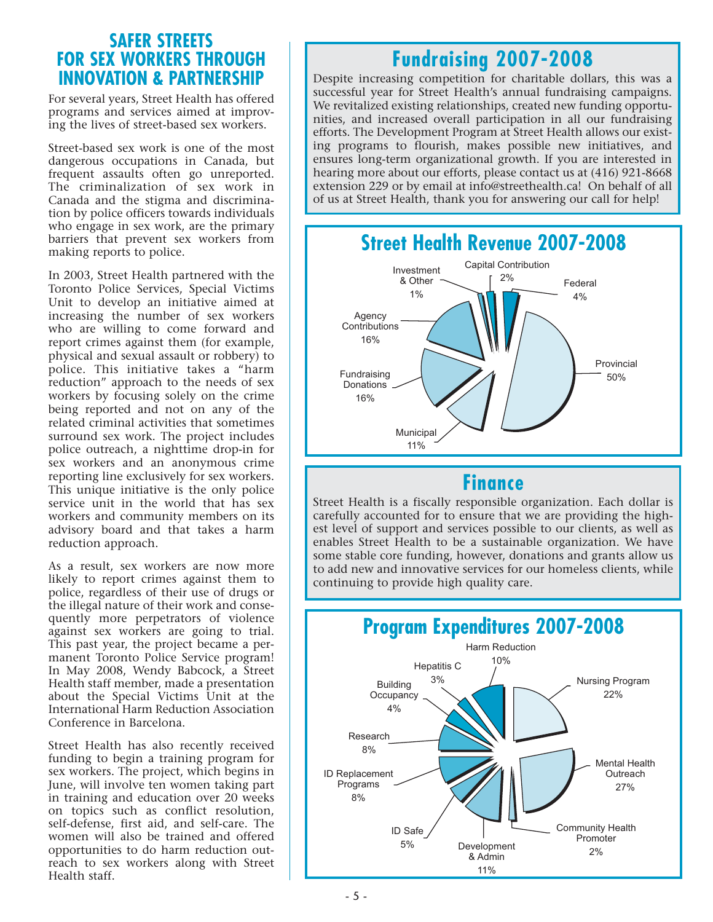## SAFER STREETS FOR SEX WORKERS THROUGH INNOVATION & PARTNERSHIP

For several years, Street Health has offered programs and services aimed at improving the lives of street-based sex workers.

Street-based sex work is one of the most dangerous occupations in Canada, but frequent assaults often go unreported. The criminalization of sex work in Canada and the stigma and discrimination by police officers towards individuals who engage in sex work, are the primary barriers that prevent sex workers from making reports to police.

In 2003, Street Health partnered with the Toronto Police Services, Special Victims Unit to develop an initiative aimed at increasing the number of sex workers who are willing to come forward and report crimes against them (for example, physical and sexual assault or robbery) to police. This initiative takes a "harm reduction" approach to the needs of sex workers by focusing solely on the crime being reported and not on any of the related criminal activities that sometimes surround sex work. The project includes police outreach, a nighttime drop-in for sex workers and an anonymous crime reporting line exclusively for sex workers. This unique initiative is the only police service unit in the world that has sex workers and community members on its advisory board and that takes a harm reduction approach.

As a result, sex workers are now more likely to report crimes against them to police, regardless of their use of drugs or the illegal nature of their work and consequently more perpetrators of violence against sex workers are going to trial. This past year, the project became a permanent Toronto Police Service program! In May 2008, Wendy Babcock, a Street Health staff member, made a presentation about the Special Victims Unit at the International Harm Reduction Association Conference in Barcelona.

Street Health has also recently received funding to begin a training program for sex workers. The project, which begins in June, will involve ten women taking part in training and education over 20 weeks on topics such as conflict resolution, self-defense, first aid, and self-care. The women will also be trained and offered opportunities to do harm reduction outreach to sex workers along with Street Health staff.

## Fundraising 2007-2008

Despite increasing competition for charitable dollars, this was a successful year for Street Health's annual fundraising campaigns. We revitalized existing relationships, created new funding opportunities, and increased overall participation in all our fundraising efforts. The Development Program at Street Health allows our existing programs to flourish, makes possible new initiatives, and ensures long-term organizational growth. If you are interested in hearing more about our efforts, please contact us at (416) 921-8668 extension 229 or by email at info@streethealth.ca! On behalf of all of us at Street Health, thank you for answering our call for help!

## Street Health Revenue 2007-2008

| Source | Percentage |
|---|---|
| Provincial | 50% |
| Agency Contributions | 16% |
| Fundraising Donations | 16% |
| Municipal | 11% |
| Federal | 4% |
| Capital Contribution | 2% |
| Investment & Other | 1% |

## Finance

Street Health is a fiscally responsible organization. Each dollar is carefully accounted for to ensure that we are providing the highest level of support and services possible to our clients, as well as enables Street Health to be a sustainable organization. We have some stable core funding, however, donations and grants allow us to add new and innovative services for our homeless clients, while continuing to provide high quality care.

## Program Expenditures 2007-2008

| Program | Percentage |
|---|---|
| Mental Health Outreach | 27% |
| Nursing Program | 22% |
| Development & Admin | 11% |
| Harm Reduction | 10% |
| Research | 8% |
| ID Replacement Programs | 8% |
| ID Safe | 5% |
| Building Occupancy | 4% |
| Hepatitis C | 3% |
| Community Health Promoter | 2% |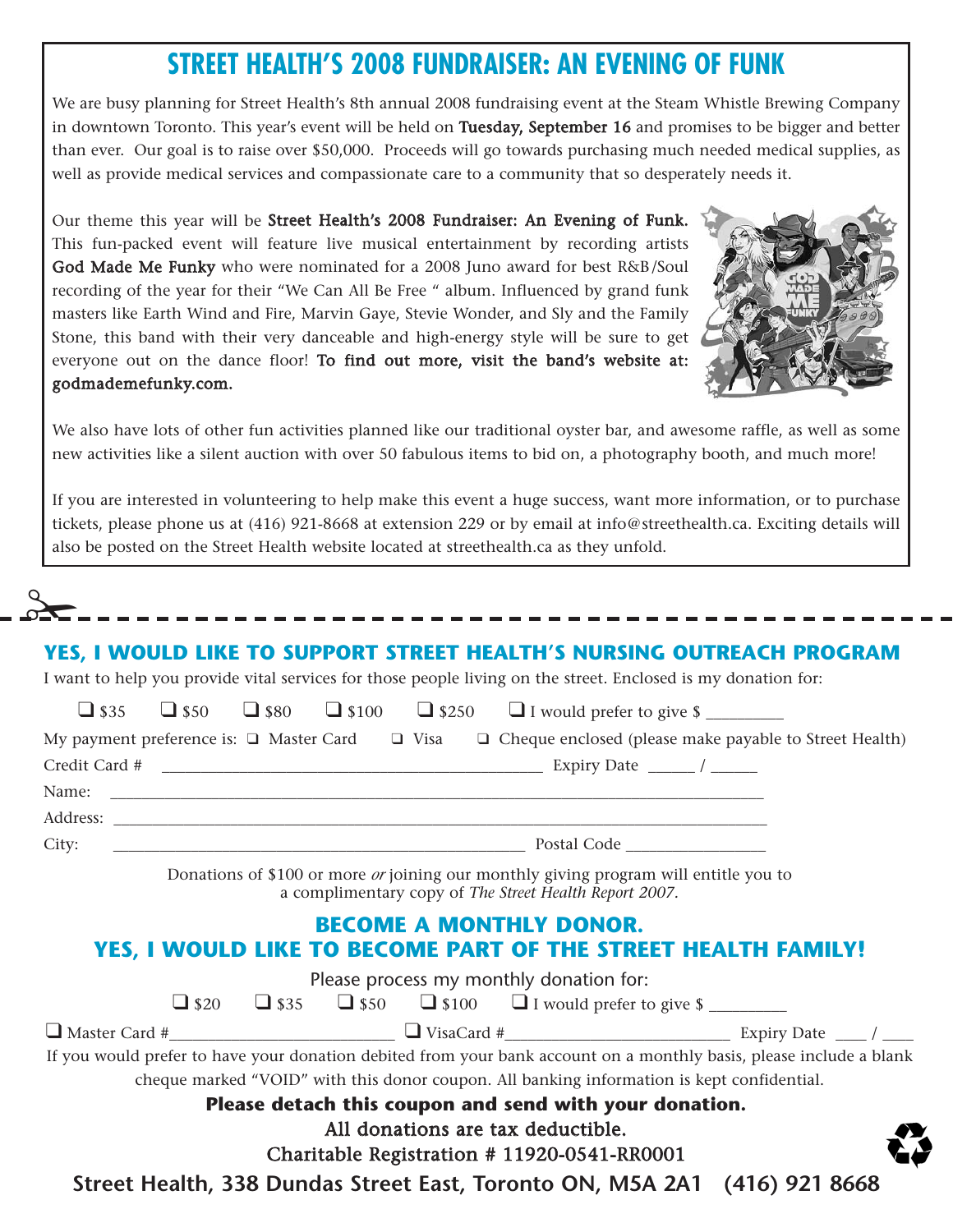# STREET HEALTH'S 2008 FUNDRAISER: AN EVENING OF FUNK

We are busy planning for Street Health's 8th annual 2008 fundraising event at the Steam Whistle Brewing Company in downtown Toronto. This year's event will be held on **Tuesday, September 16** and promises to be bigger and better than ever. Our goal is to raise over $50,000. Proceeds will go towards purchasing much needed medical supplies, as well as provide medical services and compassionate care to a community that so desperately needs it.

Our theme this year will be **Street Health's 2008 Fundraiser: An Evening of Funk.** This fun-packed event will feature live musical entertainment by recording artists **God Made Me Funky** who were nominated for a 2008 Juno award for best R&B/Soul recording of the year for their "We Can All Be Free " album. Influenced by grand funk masters like Earth Wind and Fire, Marvin Gaye, Stevie Wonder, and Sly and the Family Stone, this band with their very danceable and high-energy style will be sure to get everyone out on the dance floor! **To find out more, visit the band's website at: godmademefunky.com.**

We also have lots of other fun activities planned like our traditional oyster bar, and awesome raffle, as well as some new activities like a silent auction with over 50 fabulous items to bid on, a photography booth, and much more!

If you are interested in volunteering to help make this event a huge success, want more information, or to purchase tickets, please phone us at (416) 921-8668 at extension 229 or by email at info@streethealth.ca. Exciting details will also be posted on the Street Health website located at streethealth.ca as they unfold.

---

## YES, I WOULD LIKE TO SUPPORT STREET HEALTH'S NURSING OUTREACH PROGRAM

I want to help you provide vital services for those people living on the street. Enclosed is my donation for:

❑ $35 ❑ $50 ❑ $80 ❑ $100 ❑ $250 ❑ I would prefer to give $ _________

My payment preference is: ❑ Master Card ❑ Visa ❑ Cheque enclosed (please make payable to Street Health)

Credit Card # ____________________________________________ Expiry Date _____ / _____

Name: ______________________________________________________________________

Address: ____________________________________________________________________

City: ______________________________________________ Postal Code ________________

Donations of $100 or more *or* joining our monthly giving program will entitle you to a complimentary copy of *The Street Health Report 2007*.

## BECOME A MONTHLY DONOR.
## YES, I WOULD LIKE TO BECOME PART OF THE STREET HEALTH FAMILY!

Please process my monthly donation for:

❑ $20 ❑ $35 ❑ $50 ❑ $100 ❑ I would prefer to give $ _________

❑ Master Card #__________________________ ❑ VisaCard #__________________________ Expiry Date ___ / ___

If you would prefer to have your donation debited from your bank account on a monthly basis, please include a blank cheque marked "VOID" with this donor coupon. All banking information is kept confidential.

**Please detach this coupon and send with your donation.**

All donations are tax deductible.

Charitable Registration # 11920-0541-RR0001

**Street Health, 338 Dundas Street East, Toronto ON, M5A 2A1 (416) 921 8668**